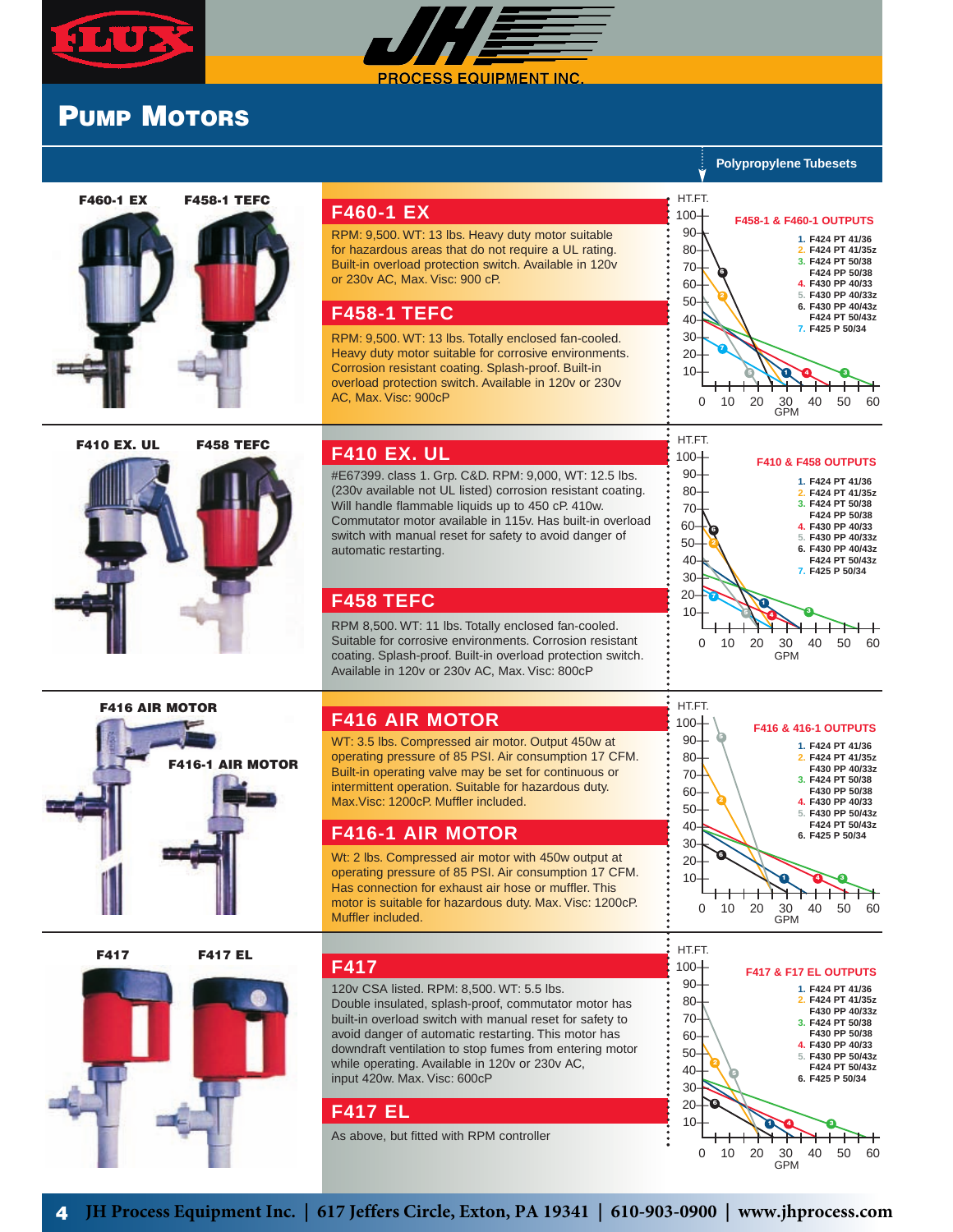FLUX

JH PROCESS EQUIPMENT INC.

# Pump Motors

Polypropylene Tubesets

F460-1 EX F458-1 TEFC

## F460-1 EX

RPM: 9,500. WT: 13 lbs. Heavy duty motor suitable for hazardous areas that do not require a UL rating. Built-in overload protection switch. Available in 120v or 230v AC, Max. Visc: 900 cP.

## F458-1 TEFC

RPM: 9,500. WT: 13 lbs. Totally enclosed fan-cooled. Heavy duty motor suitable for corrosive environments. Corrosion resistant coating. Splash-proof. Built-in overload protection switch. Available in 120v or 230v AC, Max. Visc: 900cP

HT.FT.

F458-1 & F460-1 OUTPUTS

1. F424 PT 41/36
2. F424 PT 41/35z
3. F424 PT 50/38
   F424 PP 50/38
4. F430 PP 40/33
5. F430 PP 40/33z
6. F430 PP 40/43z
   F424 PT 50/43z
7. F425 P 50/34

100 90 80 70 60 50 40 30 20 10

0 10 20 30 40 50 60

GPM

F410 EX. UL F458 TEFC

## F410 EX. UL

#E67399. class 1. Grp. C&D. RPM: 9,000, WT: 12.5 lbs. (230v available not UL listed) corrosion resistant coating. Will handle flammable liquids up to 450 cP. 410w. Commutator motor available in 115v. Has built-in overload switch with manual reset for safety to avoid danger of automatic restarting.

## F458 TEFC

RPM 8,500. WT: 11 lbs. Totally enclosed fan-cooled. Suitable for corrosive environments. Corrosion resistant coating. Splash-proof. Built-in overload protection switch. Available in 120v or 230v AC, Max. Visc: 800cP

HT.FT.

F410 & F458 OUTPUTS

1. F424 PT 41/36
2. F424 PT 41/35z
3. F424 PT 50/38
   F424 PP 50/38
4. F430 PP 40/33
5. F430 PP 40/33z
6. F430 PP 40/43z
   F424 PT 50/43z
7. F425 P 50/34

100 90 80 70 60 50 40 30 20 10

0 10 20 30 40 50 60

GPM

F416 AIR MOTOR F416-1 AIR MOTOR

## F416 AIR MOTOR

WT: 3.5 lbs. Compressed air motor. Output 450w at operating pressure of 85 PSI. Air consumption 17 CFM. Built-in operating valve may be set for continuous or intermittent operation. Suitable for hazardous duty. Max.Visc: 1200cP. Muffler included.

## F416-1 AIR MOTOR

Wt: 2 lbs. Compressed air motor with 450w output at operating pressure of 85 PSI. Air consumption 17 CFM. Has connection for exhaust air hose or muffler. This motor is suitable for hazardous duty. Max. Visc: 1200cP. Muffler included.

HT.FT.

F416 & 416-1 OUTPUTS

1. F424 PT 41/36
2. F424 PT 41/35z
   F430 PP 40/33z
3. F424 PT 50/38
   F430 PP 50/38
4. F430 PP 40/33
5. F430 PP 50/43z
   F424 PT 50/43z
6. F425 P 50/34

100 90 80 70 60 50 40 30 20 10

0 10 20 30 40 50 60

GPM

F417 F417 EL

## F417

120v CSA listed. RPM: 8,500. WT: 5.5 lbs. Double insulated, splash-proof, commutator motor has built-in overload switch with manual reset for safety to avoid danger of automatic restarting. This motor has downdraft ventilation to stop fumes from entering motor while operating. Available in 120v or 230v AC, input 420w. Max. Visc: 600cP

## F417 EL

As above, but fitted with RPM controller

HT.FT.

F417 & F17 EL OUTPUTS

1. F424 PT 41/36
2. F424 PT 41/35z
   F430 PP 40/33z
3. F424 PT 50/38
   F430 PP 50/38
4. F430 PP 40/33
5. F430 PP 50/43z
   F424 PT 50/43z
6. F425 P 50/34

100 90 80 70 60 50 40 30 20 10

0 10 20 30 40 50 60

GPM

JH Process Equipment Inc. | 617 Jeffers Circle, Exton, PA 19341 | 610-903-0900 | www.jhprocess.com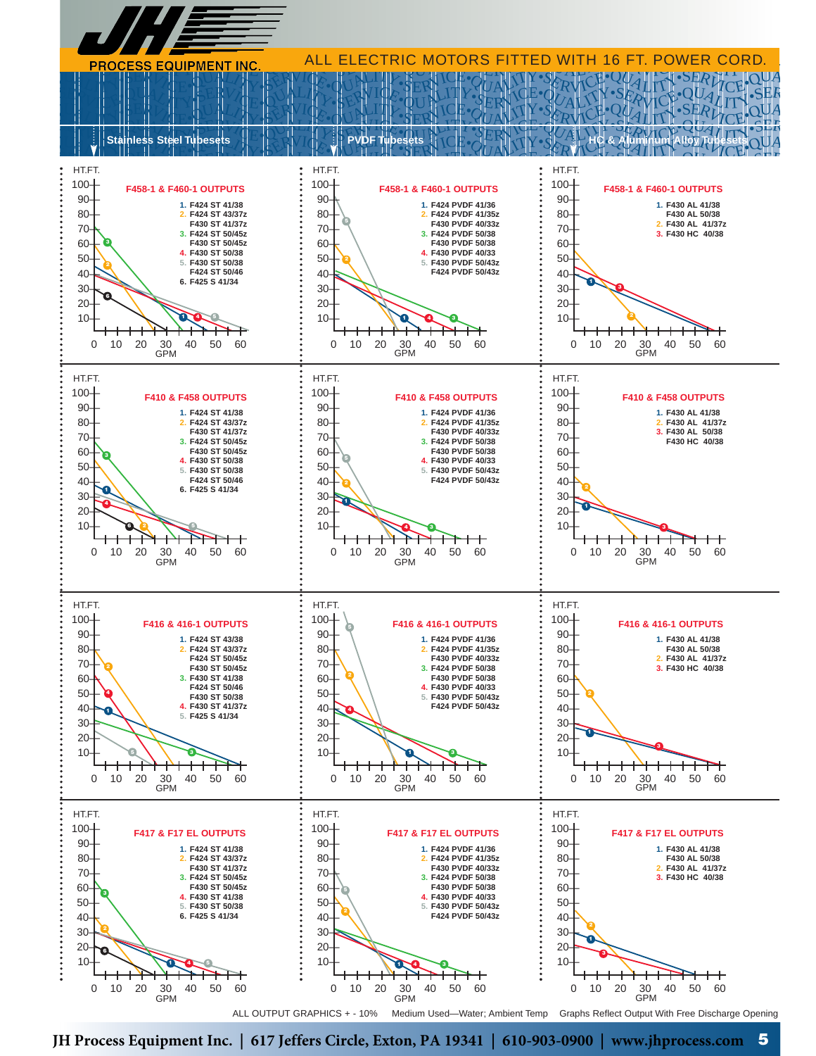JH PROCESS EQUIPMENT INC.

ALL ELECTRIC MOTORS FITTED WITH 16 FT. POWER CORD.

Stainless Steel Tubesets

PVDF Tubesets

HC & Aluminum Alloy Tubesets

## F458-1 & F460-1 OUTPUTS

HT.FT. / GPM

**Stainless Steel Tubesets**

1. F424 ST 41/38
2. F424 ST 43/37z
   F430 ST 41/37z
3. F424 ST 50/45z
   F430 ST 50/45z
4. F430 ST 50/38
5. F430 ST 50/38
   F424 ST 50/46
6. F425 S 41/34

**PVDF Tubesets**

1. F424 PVDF 41/36
2. F424 PVDF 41/35z
   F430 PVDF 40/33z
3. F424 PVDF 50/38
   F430 PVDF 50/38
4. F430 PVDF 40/33
5. F430 PVDF 50/43z
   F424 PVDF 50/43z

**HC & Aluminum Alloy Tubesets**

1. F430 AL 41/38
   F430 AL 50/38
2. F430 AL 41/37z
3. F430 HC 40/38

## F410 & F458 OUTPUTS

HT.FT. / GPM

**Stainless Steel Tubesets**

1. F424 ST 41/38
2. F424 ST 43/37z
   F430 ST 41/37z
3. F424 ST 50/45z
   F430 ST 50/45z
4. F430 ST 50/38
5. F430 ST 50/38
   F424 ST 50/46
6. F425 S 41/34

**PVDF Tubesets**

1. F424 PVDF 41/36
2. F424 PVDF 41/35z
   F430 PVDF 40/33z
3. F424 PVDF 50/38
   F430 PVDF 50/38
4. F430 PVDF 40/33
5. F430 PVDF 50/43z
   F424 PVDF 50/43z

**HC & Aluminum Alloy Tubesets**

1. F430 AL 41/38
2. F430 AL 41/37z
3. F430 AL 50/38
   F430 HC 40/38

## F416 & 416-1 OUTPUTS

HT.FT. / GPM

**Stainless Steel Tubesets**

1. F424 ST 43/38
2. F424 ST 43/37z
   F424 ST 50/45z
   F430 ST 50/45z
3. F430 ST 41/38
   F424 ST 50/46
   F430 ST 50/38
4. F430 ST 41/37z
5. F425 S 41/34

**PVDF Tubesets**

1. F424 PVDF 41/36
2. F424 PVDF 41/35z
   F430 PVDF 40/33z
3. F424 PVDF 50/38
   F430 PVDF 50/38
4. F430 PVDF 40/33
5. F430 PVDF 50/43z
   F424 PVDF 50/43z

**HC & Aluminum Alloy Tubesets**

1. F430 AL 41/38
   F430 AL 50/38
2. F430 AL 41/37z
3. F430 HC 40/38

## F417 & F17 EL OUTPUTS

HT.FT. / GPM

**Stainless Steel Tubesets**

1. F424 ST 41/38
2. F424 ST 43/37z
   F430 ST 41/37z
3. F424 ST 50/45z
   F430 ST 50/45z
4. F430 ST 41/38
5. F430 ST 50/38
6. F425 S 41/34

**PVDF Tubesets**

1. F424 PVDF 41/36
2. F424 PVDF 41/35z
   F430 PVDF 40/33z
3. F424 PVDF 50/38
   F430 PVDF 50/38
4. F430 PVDF 40/33
5. F430 PVDF 50/43z
   F424 PVDF 50/43z

**HC & Aluminum Alloy Tubesets**

1. F430 AL 41/38
   F430 AL 50/38
2. F430 AL 41/37z
3. F430 HC 40/38

ALL OUTPUT GRAPHICS + - 10% Medium Used—Water; Ambient Temp Graphs Reflect Output With Free Discharge Opening

JH Process Equipment Inc. | 617 Jeffers Circle, Exton, PA 19341 | 610-903-0900 | www.jhprocess.com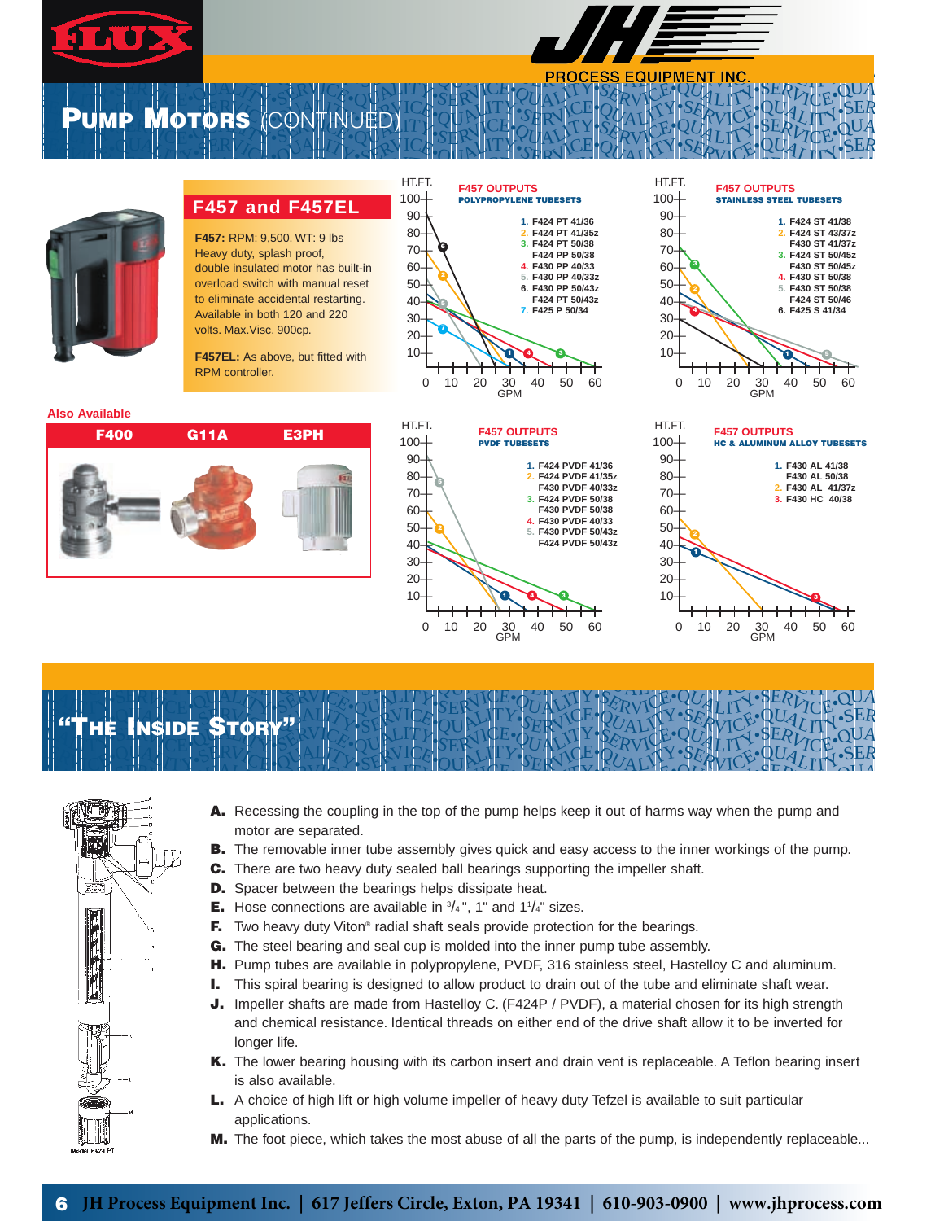# PUMP MOTORS (CONTINUED)

## F457 and F457EL

**F457:** RPM: 9,500. WT: 9 lbs Heavy duty, splash proof, double insulated motor has built-in overload switch with manual reset to eliminate accidental restarting. Available in both 120 and 220 volts. Max.Visc. 900cp.

**F457EL:** As above, but fitted with RPM controller.

**F457 OUTPUTS**
**POLYPROPYLENE TUBESETS**

1. F424 PT 41/36
2. F424 PT 41/35z
3. F424 PT 50/38
   F424 PP 50/38
4. F430 PP 40/33
5. F430 PP 40/33z
6. F430 PP 50/43z
   F424 PT 50/43z
7. F425 P 50/34

HT.FT.
100
90
80
70
60
50
40
30
20
10
0 10 20 30 40 50 60
GPM

**F457 OUTPUTS**
**STAINLESS STEEL TUBESETS**

1. F424 ST 41/38
2. F424 ST 43/37z
   F430 ST 41/37z
3. F424 ST 50/45z
   F430 ST 50/45z
4. F430 ST 50/38
5. F430 ST 50/38
   F424 ST 50/46
6. F425 S 41/34

HT.FT.
100
90
80
70
60
50
40
30
20
10
0 10 20 30 40 50 60
GPM

**Also Available**

F400 G11A E3PH

**F457 OUTPUTS**
**PVDF TUBESETS**

1. F424 PVDF 41/36
2. F424 PVDF 41/35z
   F430 PVDF 40/33z
3. F424 PVDF 50/38
   F430 PVDF 50/38
4. F430 PVDF 40/33
5. F430 PVDF 50/43z
   F424 PVDF 50/43z

HT.FT.
100
90
80
70
60
50
40
30
20
10
0 10 20 30 40 50 60
GPM

**F457 OUTPUTS**
**HC & ALUMINUM ALLOY TUBESETS**

1. F430 AL 41/38
   F430 AL 50/38
2. F430 AL 41/37z
3. F430 HC 40/38

HT.FT.
100
90
80
70
60
50
40
30
20
10
0 10 20 30 40 50 60
GPM

# "THE INSIDE STORY"

Model F424 PT

- **A.** Recessing the coupling in the top of the pump helps keep it out of harms way when the pump and motor are separated.
- **B.** The removable inner tube assembly gives quick and easy access to the inner workings of the pump.
- **C.** There are two heavy duty sealed ball bearings supporting the impeller shaft.
- **D.** Spacer between the bearings helps dissipate heat.
- **E.** Hose connections are available in 3/4", 1" and 1-1/4" sizes.
- **F.** Two heavy duty Viton® radial shaft seals provide protection for the bearings.
- **G.** The steel bearing and seal cup is molded into the inner pump tube assembly.
- **H.** Pump tubes are available in polypropylene, PVDF, 316 stainless steel, Hastelloy C and aluminum.
- **I.** This spiral bearing is designed to allow product to drain out of the tube and eliminate shaft wear.
- **J.** Impeller shafts are made from Hastelloy C. (F424P / PVDF), a material chosen for its high strength and chemical resistance. Identical threads on either end of the drive shaft allow it to be inverted for longer life.
- **K.** The lower bearing housing with its carbon insert and drain vent is replaceable. A Teflon bearing insert is also available.
- **L.** A choice of high lift or high volume impeller of heavy duty Tefzel is available to suit particular applications.
- **M.** The foot piece, which takes the most abuse of all the parts of the pump, is independently replaceable...